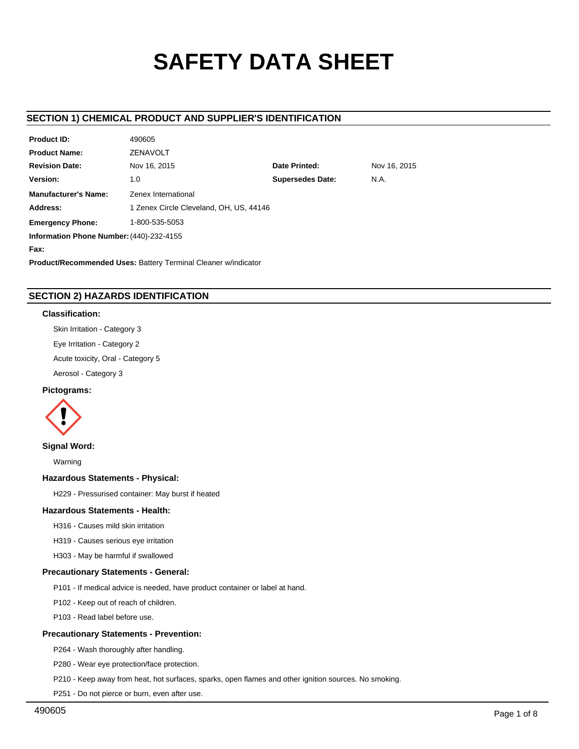# SAFETY DATA SHEET

## SECTION 1) CHEMICAL PRODUCT AND SUPPLIER'S IDENTIFICATION

| | | | |
|---|---|---|---|
| **Product ID:** | 490605 | | |
| **Product Name:** | ZENAVOLT | | |
| **Revision Date:** | Nov 16, 2015 | **Date Printed:** | Nov 16, 2015 |
| **Version:** | 1.0 | **Supersedes Date:** | N.A. |
| **Manufacturer's Name:** | Zenex International | | |
| **Address:** | 1 Zenex Circle Cleveland, OH, US, 44146 | | |
| **Emergency Phone:** | 1-800-535-5053 | | |

**Information Phone Number:** (440)-232-4155

**Fax:**

**Product/Recommended Uses:** Battery Terminal Cleaner w/indicator

## SECTION 2) HAZARDS IDENTIFICATION

### Classification:

Skin Irritation - Category 3

Eye Irritation - Category 2

Acute toxicity, Oral - Category 5

Aerosol - Category 3

### Pictograms:

### Signal Word:

Warning

### Hazardous Statements - Physical:

H229 - Pressurised container: May burst if heated

### Hazardous Statements - Health:

H316 - Causes mild skin irritation

H319 - Causes serious eye irritation

H303 - May be harmful if swallowed

### Precautionary Statements - General:

P101 - If medical advice is needed, have product container or label at hand.

P102 - Keep out of reach of children.

P103 - Read label before use.

### Precautionary Statements - Prevention:

P264 - Wash thoroughly after handling.

P280 - Wear eye protection/face protection.

P210 - Keep away from heat, hot surfaces, sparks, open flames and other ignition sources. No smoking.

P251 - Do not pierce or burn, even after use.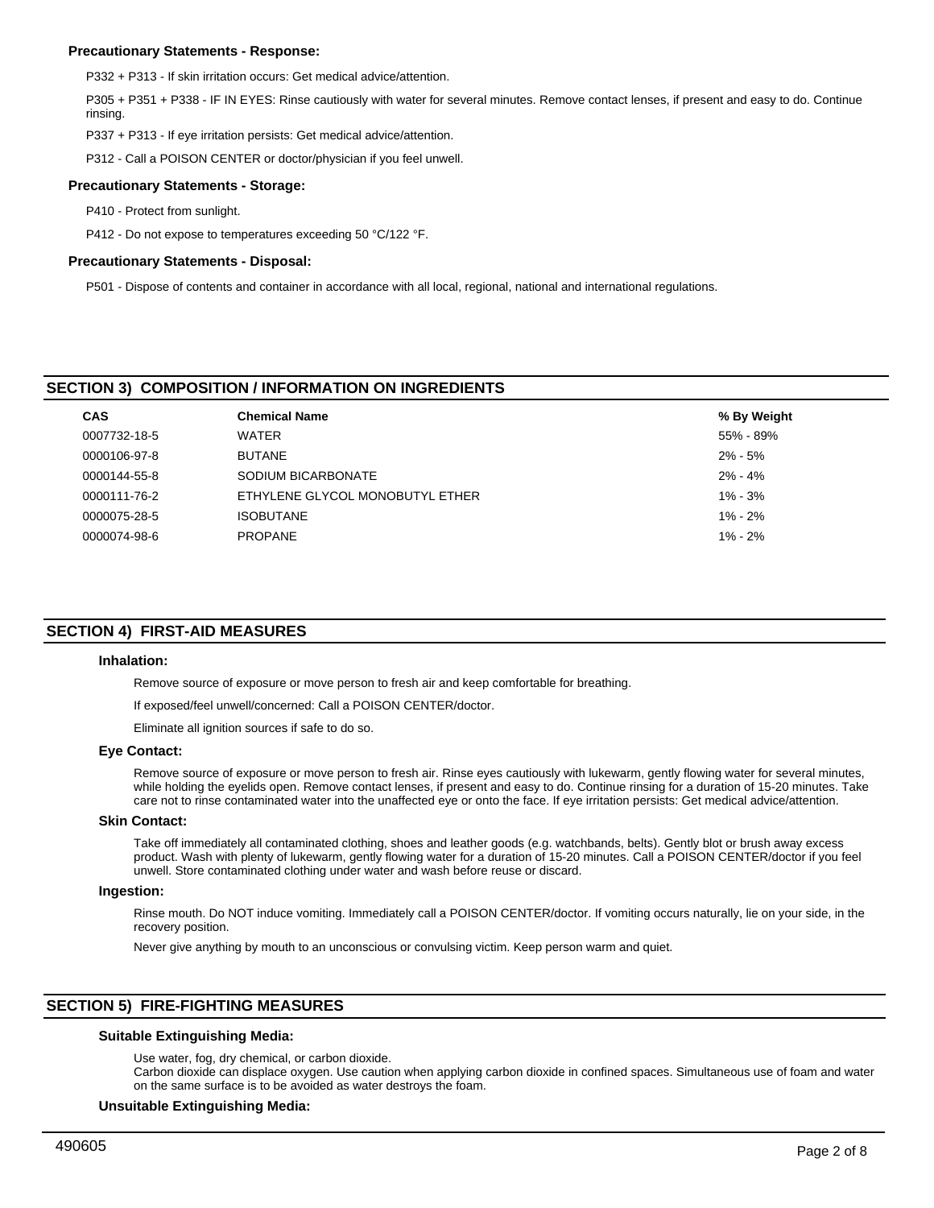### Precautionary Statements - Response:

P332 + P313 - If skin irritation occurs: Get medical advice/attention.

P305 + P351 + P338 - IF IN EYES: Rinse cautiously with water for several minutes. Remove contact lenses, if present and easy to do. Continue rinsing.

P337 + P313 - If eye irritation persists: Get medical advice/attention.

P312 - Call a POISON CENTER or doctor/physician if you feel unwell.

### Precautionary Statements - Storage:

P410 - Protect from sunlight.

P412 - Do not expose to temperatures exceeding 50 °C/122 °F.

### Precautionary Statements - Disposal:

P501 - Dispose of contents and container in accordance with all local, regional, national and international regulations.

## SECTION 3) COMPOSITION / INFORMATION ON INGREDIENTS

| CAS | Chemical Name | % By Weight |
|---|---|---|
| 0007732-18-5 | WATER | 55% - 89% |
| 0000106-97-8 | BUTANE | 2% - 5% |
| 0000144-55-8 | SODIUM BICARBONATE | 2% - 4% |
| 0000111-76-2 | ETHYLENE GLYCOL MONOBUTYL ETHER | 1% - 3% |
| 0000075-28-5 | ISOBUTANE | 1% - 2% |
| 0000074-98-6 | PROPANE | 1% - 2% |

## SECTION 4) FIRST-AID MEASURES

### Inhalation:

Remove source of exposure or move person to fresh air and keep comfortable for breathing.

If exposed/feel unwell/concerned: Call a POISON CENTER/doctor.

Eliminate all ignition sources if safe to do so.

### Eye Contact:

Remove source of exposure or move person to fresh air. Rinse eyes cautiously with lukewarm, gently flowing water for several minutes, while holding the eyelids open. Remove contact lenses, if present and easy to do. Continue rinsing for a duration of 15-20 minutes. Take care not to rinse contaminated water into the unaffected eye or onto the face. If eye irritation persists: Get medical advice/attention.

### Skin Contact:

Take off immediately all contaminated clothing, shoes and leather goods (e.g. watchbands, belts). Gently blot or brush away excess product. Wash with plenty of lukewarm, gently flowing water for a duration of 15-20 minutes. Call a POISON CENTER/doctor if you feel unwell. Store contaminated clothing under water and wash before reuse or discard.

### Ingestion:

Rinse mouth. Do NOT induce vomiting. Immediately call a POISON CENTER/doctor. If vomiting occurs naturally, lie on your side, in the recovery position.

Never give anything by mouth to an unconscious or convulsing victim. Keep person warm and quiet.

## SECTION 5) FIRE-FIGHTING MEASURES

### Suitable Extinguishing Media:

Use water, fog, dry chemical, or carbon dioxide.
Carbon dioxide can displace oxygen. Use caution when applying carbon dioxide in confined spaces. Simultaneous use of foam and water on the same surface is to be avoided as water destroys the foam.

### Unsuitable Extinguishing Media: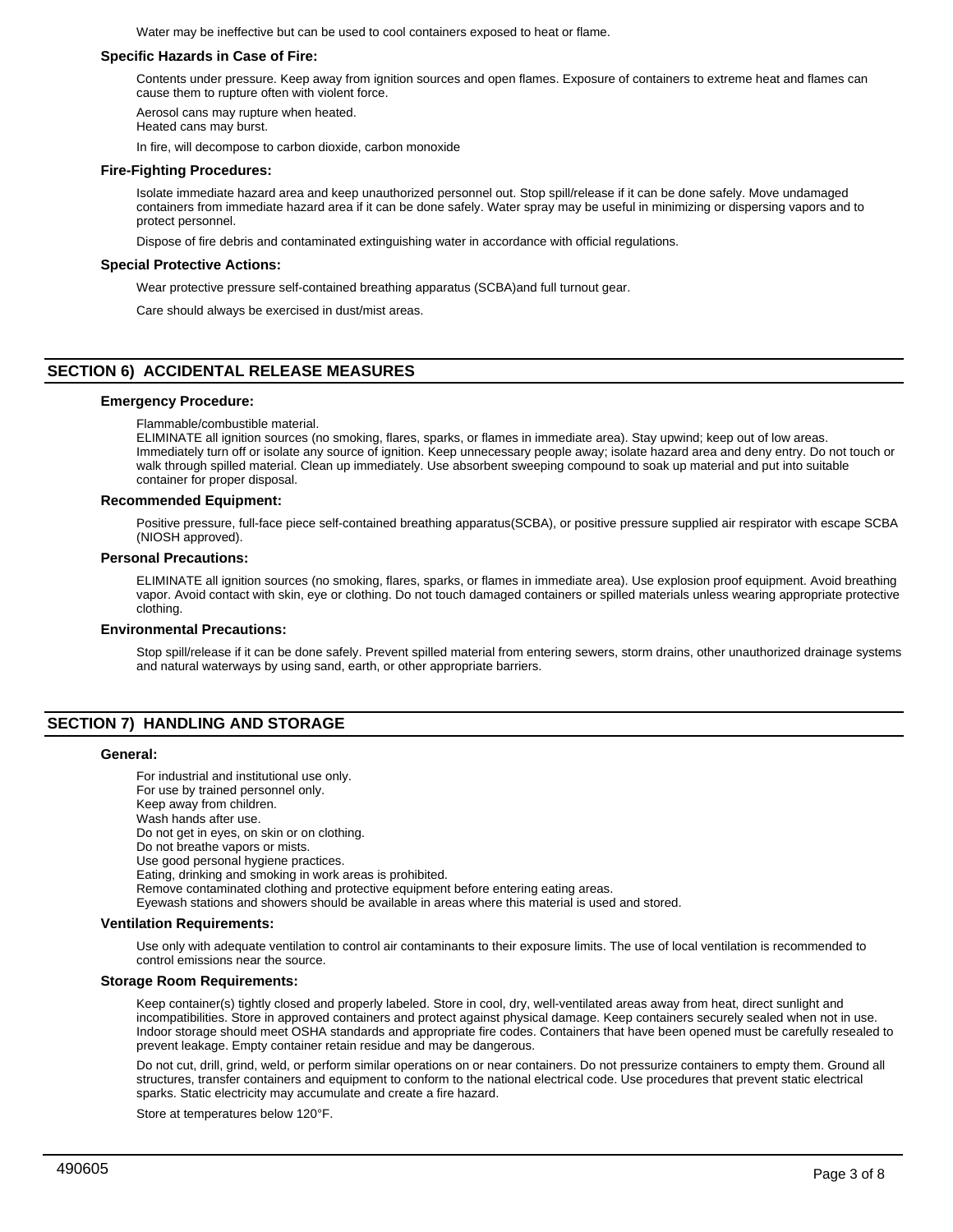Water may be ineffective but can be used to cool containers exposed to heat or flame.

**Specific Hazards in Case of Fire:**

Contents under pressure. Keep away from ignition sources and open flames. Exposure of containers to extreme heat and flames can cause them to rupture often with violent force.

Aerosol cans may rupture when heated.
Heated cans may burst.

In fire, will decompose to carbon dioxide, carbon monoxide

**Fire-Fighting Procedures:**

Isolate immediate hazard area and keep unauthorized personnel out. Stop spill/release if it can be done safely. Move undamaged containers from immediate hazard area if it can be done safely. Water spray may be useful in minimizing or dispersing vapors and to protect personnel.

Dispose of fire debris and contaminated extinguishing water in accordance with official regulations.

**Special Protective Actions:**

Wear protective pressure self-contained breathing apparatus (SCBA)and full turnout gear.

Care should always be exercised in dust/mist areas.

## SECTION 6) ACCIDENTAL RELEASE MEASURES

**Emergency Procedure:**

Flammable/combustible material.
ELIMINATE all ignition sources (no smoking, flares, sparks, or flames in immediate area). Stay upwind; keep out of low areas. Immediately turn off or isolate any source of ignition. Keep unnecessary people away; isolate hazard area and deny entry. Do not touch or walk through spilled material. Clean up immediately. Use absorbent sweeping compound to soak up material and put into suitable container for proper disposal.

**Recommended Equipment:**

Positive pressure, full-face piece self-contained breathing apparatus(SCBA), or positive pressure supplied air respirator with escape SCBA (NIOSH approved).

**Personal Precautions:**

ELIMINATE all ignition sources (no smoking, flares, sparks, or flames in immediate area). Use explosion proof equipment. Avoid breathing vapor. Avoid contact with skin, eye or clothing. Do not touch damaged containers or spilled materials unless wearing appropriate protective clothing.

**Environmental Precautions:**

Stop spill/release if it can be done safely. Prevent spilled material from entering sewers, storm drains, other unauthorized drainage systems and natural waterways by using sand, earth, or other appropriate barriers.

## SECTION 7) HANDLING AND STORAGE

**General:**

For industrial and institutional use only.
For use by trained personnel only.
Keep away from children.
Wash hands after use.
Do not get in eyes, on skin or on clothing.
Do not breathe vapors or mists.
Use good personal hygiene practices.
Eating, drinking and smoking in work areas is prohibited.
Remove contaminated clothing and protective equipment before entering eating areas.
Eyewash stations and showers should be available in areas where this material is used and stored.

**Ventilation Requirements:**

Use only with adequate ventilation to control air contaminants to their exposure limits. The use of local ventilation is recommended to control emissions near the source.

**Storage Room Requirements:**

Keep container(s) tightly closed and properly labeled. Store in cool, dry, well-ventilated areas away from heat, direct sunlight and incompatibilities. Store in approved containers and protect against physical damage. Keep containers securely sealed when not in use. Indoor storage should meet OSHA standards and appropriate fire codes. Containers that have been opened must be carefully resealed to prevent leakage. Empty container retain residue and may be dangerous.

Do not cut, drill, grind, weld, or perform similar operations on or near containers. Do not pressurize containers to empty them. Ground all structures, transfer containers and equipment to conform to the national electrical code. Use procedures that prevent static electrical sparks. Static electricity may accumulate and create a fire hazard.

Store at temperatures below 120°F.

490605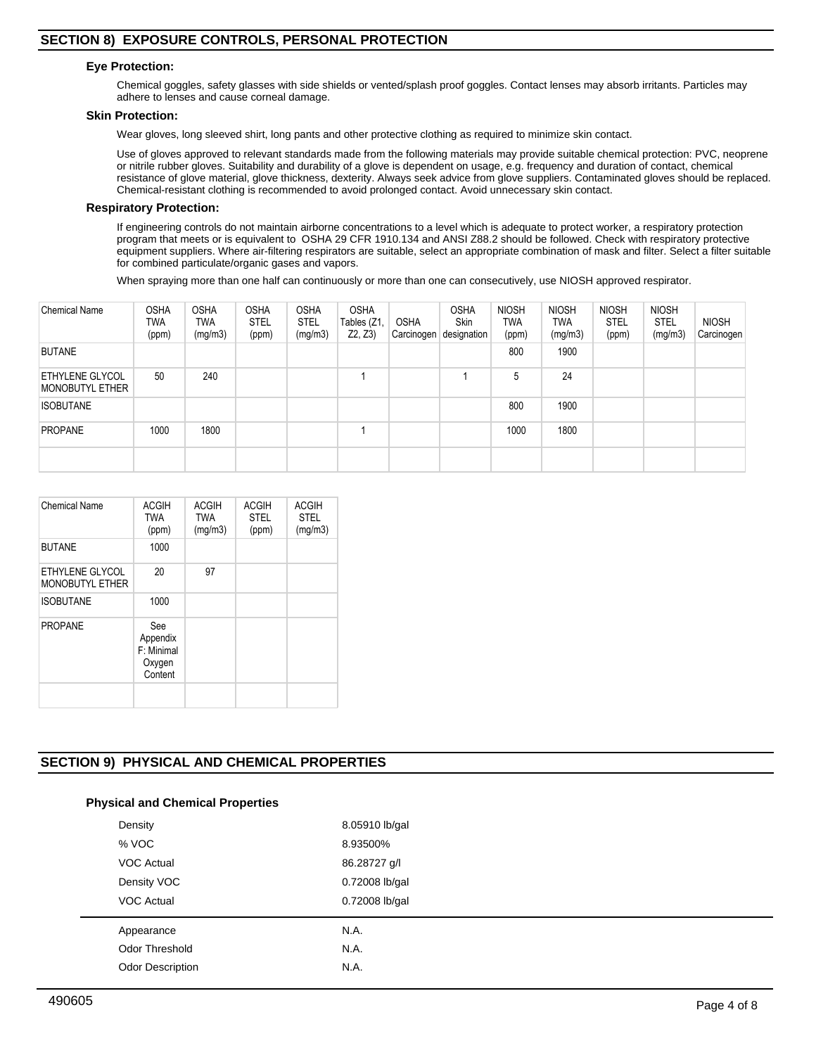## SECTION 8) EXPOSURE CONTROLS, PERSONAL PROTECTION

### Eye Protection:

Chemical goggles, safety glasses with side shields or vented/splash proof goggles. Contact lenses may absorb irritants. Particles may adhere to lenses and cause corneal damage.

### Skin Protection:

Wear gloves, long sleeved shirt, long pants and other protective clothing as required to minimize skin contact.

Use of gloves approved to relevant standards made from the following materials may provide suitable chemical protection: PVC, neoprene or nitrile rubber gloves. Suitability and durability of a glove is dependent on usage, e.g. frequency and duration of contact, chemical resistance of glove material, glove thickness, dexterity. Always seek advice from glove suppliers. Contaminated gloves should be replaced. Chemical-resistant clothing is recommended to avoid prolonged contact. Avoid unnecessary skin contact.

### Respiratory Protection:

If engineering controls do not maintain airborne concentrations to a level which is adequate to protect worker, a respiratory protection program that meets or is equivalent to OSHA 29 CFR 1910.134 and ANSI Z88.2 should be followed. Check with respiratory protective equipment suppliers. Where air-filtering respirators are suitable, select an appropriate combination of mask and filter. Select a filter suitable for combined particulate/organic gases and vapors.

When spraying more than one half can continuously or more than one can consecutively, use NIOSH approved respirator.

| Chemical Name | OSHA TWA (ppm) | OSHA TWA (mg/m3) | OSHA STEL (ppm) | OSHA STEL (mg/m3) | OSHA Tables (Z1, Z2, Z3) | OSHA Carcinogen | OSHA Skin designation | NIOSH TWA (ppm) | NIOSH TWA (mg/m3) | NIOSH STEL (ppm) | NIOSH STEL (mg/m3) | NIOSH Carcinogen |
|---|---|---|---|---|---|---|---|---|---|---|---|---|
| BUTANE | | | | | | | | 800 | 1900 | | | |
| ETHYLENE GLYCOL MONOBUTYL ETHER | 50 | 240 | | | 1 | | 1 | 5 | 24 | | | |
| ISOBUTANE | | | | | | | | 800 | 1900 | | | |
| PROPANE | 1000 | 1800 | | | 1 | | | 1000 | 1800 | | | |
| | | | | | | | | | | | | |

| Chemical Name | ACGIH TWA (ppm) | ACGIH TWA (mg/m3) | ACGIH STEL (ppm) | ACGIH STEL (mg/m3) |
|---|---|---|---|---|
| BUTANE | 1000 | | | |
| ETHYLENE GLYCOL MONOBUTYL ETHER | 20 | 97 | | |
| ISOBUTANE | 1000 | | | |
| PROPANE | See Appendix F: Minimal Oxygen Content | | | |
| | | | | |

## SECTION 9) PHYSICAL AND CHEMICAL PROPERTIES

### Physical and Chemical Properties

| | |
|---|---|
| Density | 8.05910 lb/gal |
| % VOC | 8.93500% |
| VOC Actual | 86.28727 g/l |
| Density VOC | 0.72008 lb/gal |
| VOC Actual | 0.72008 lb/gal |
| Appearance | N.A. |
| Odor Threshold | N.A. |
| Odor Description | N.A. |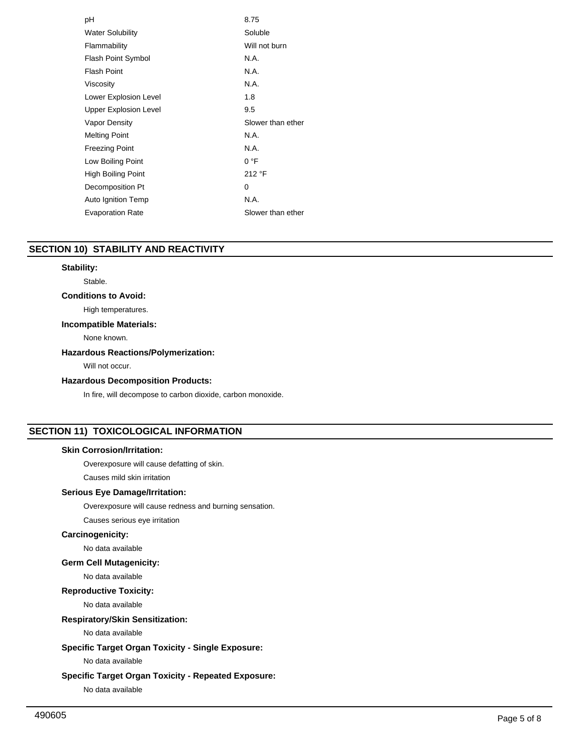| | |
|---|---|
| pH | 8.75 |
| Water Solubility | Soluble |
| Flammability | Will not burn |
| Flash Point Symbol | N.A. |
| Flash Point | N.A. |
| Viscosity | N.A. |
| Lower Explosion Level | 1.8 |
| Upper Explosion Level | 9.5 |
| Vapor Density | Slower than ether |
| Melting Point | N.A. |
| Freezing Point | N.A. |
| Low Boiling Point | 0 °F |
| High Boiling Point | 212 °F |
| Decomposition Pt | 0 |
| Auto Ignition Temp | N.A. |
| Evaporation Rate | Slower than ether |

## SECTION 10) STABILITY AND REACTIVITY

**Stability:**

Stable.

**Conditions to Avoid:**

High temperatures.

**Incompatible Materials:**

None known.

**Hazardous Reactions/Polymerization:**

Will not occur.

**Hazardous Decomposition Products:**

In fire, will decompose to carbon dioxide, carbon monoxide.

## SECTION 11) TOXICOLOGICAL INFORMATION

**Skin Corrosion/Irritation:**

Overexposure will cause defatting of skin.

Causes mild skin irritation

**Serious Eye Damage/Irritation:**

Overexposure will cause redness and burning sensation.

Causes serious eye irritation

**Carcinogenicity:**

No data available

**Germ Cell Mutagenicity:**

No data available

**Reproductive Toxicity:**

No data available

**Respiratory/Skin Sensitization:**

No data available

**Specific Target Organ Toxicity - Single Exposure:**

No data available

**Specific Target Organ Toxicity - Repeated Exposure:**

No data available

490605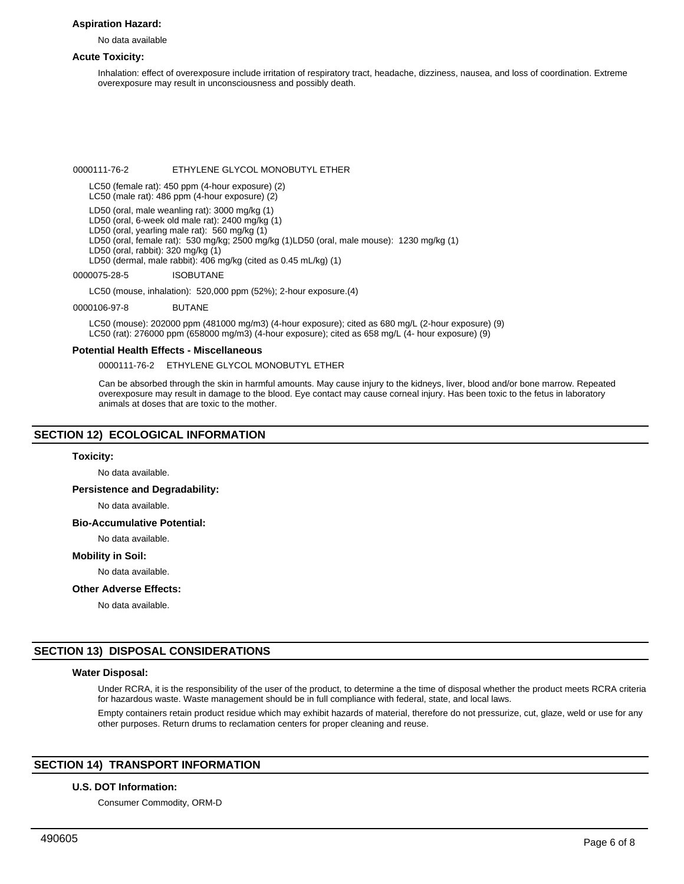**Aspiration Hazard:**

No data available

**Acute Toxicity:**

Inhalation: effect of overexposure include irritation of respiratory tract, headache, dizziness, nausea, and loss of coordination. Extreme overexposure may result in unconsciousness and possibly death.

0000111-76-2 ETHYLENE GLYCOL MONOBUTYL ETHER

LC50 (female rat): 450 ppm (4-hour exposure) (2)
LC50 (male rat): 486 ppm (4-hour exposure) (2)

LD50 (oral, male weanling rat): 3000 mg/kg (1)
LD50 (oral, 6-week old male rat): 2400 mg/kg (1)
LD50 (oral, yearling male rat): 560 mg/kg (1)
LD50 (oral, female rat): 530 mg/kg; 2500 mg/kg (1)LD50 (oral, male mouse): 1230 mg/kg (1)
LD50 (oral, rabbit): 320 mg/kg (1)
LD50 (dermal, male rabbit): 406 mg/kg (cited as 0.45 mL/kg) (1)

0000075-28-5 ISOBUTANE

LC50 (mouse, inhalation): 520,000 ppm (52%); 2-hour exposure.(4)

0000106-97-8 BUTANE

LC50 (mouse): 202000 ppm (481000 mg/m3) (4-hour exposure); cited as 680 mg/L (2-hour exposure) (9)
LC50 (rat): 276000 ppm (658000 mg/m3) (4-hour exposure); cited as 658 mg/L (4- hour exposure) (9)

**Potential Health Effects - Miscellaneous**

0000111-76-2 ETHYLENE GLYCOL MONOBUTYL ETHER

Can be absorbed through the skin in harmful amounts. May cause injury to the kidneys, liver, blood and/or bone marrow. Repeated overexposure may result in damage to the blood. Eye contact may cause corneal injury. Has been toxic to the fetus in laboratory animals at doses that are toxic to the mother.

## SECTION 12) ECOLOGICAL INFORMATION

**Toxicity:**

No data available.

**Persistence and Degradability:**

No data available.

**Bio-Accumulative Potential:**

No data available.

**Mobility in Soil:**

No data available.

**Other Adverse Effects:**

No data available.

## SECTION 13) DISPOSAL CONSIDERATIONS

**Water Disposal:**

Under RCRA, it is the responsibility of the user of the product, to determine a the time of disposal whether the product meets RCRA criteria for hazardous waste. Waste management should be in full compliance with federal, state, and local laws.

Empty containers retain product residue which may exhibit hazards of material, therefore do not pressurize, cut, glaze, weld or use for any other purposes. Return drums to reclamation centers for proper cleaning and reuse.

## SECTION 14) TRANSPORT INFORMATION

**U.S. DOT Information:**

Consumer Commodity, ORM-D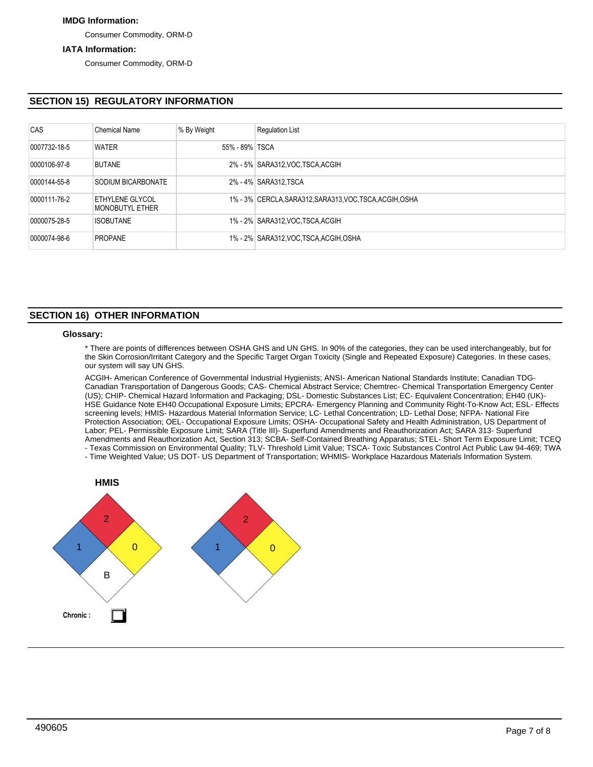**IMDG Information:**

Consumer Commodity, ORM-D

**IATA Information:**

Consumer Commodity, ORM-D

## SECTION 15) REGULATORY INFORMATION

| CAS | Chemical Name | % By Weight | Regulation List |
|---|---|---|---|
| 0007732-18-5 | WATER | 55% - 89% | TSCA |
| 0000106-97-8 | BUTANE | 2% - 5% | SARA312,VOC,TSCA,ACGIH |
| 0000144-55-8 | SODIUM BICARBONATE | 2% - 4% | SARA312,TSCA |
| 0000111-76-2 | ETHYLENE GLYCOL MONOBUTYL ETHER | 1% - 3% | CERCLA,SARA312,SARA313,VOC,TSCA,ACGIH,OSHA |
| 0000075-28-5 | ISOBUTANE | 1% - 2% | SARA312,VOC,TSCA,ACGIH |
| 0000074-98-6 | PROPANE | 1% - 2% | SARA312,VOC,TSCA,ACGIH,OSHA |

## SECTION 16) OTHER INFORMATION

**Glossary:**

* There are points of differences between OSHA GHS and UN GHS. In 90% of the categories, they can be used interchangeably, but for the Skin Corrosion/Irritant Category and the Specific Target Organ Toxicity (Single and Repeated Exposure) Categories. In these cases, our system will say UN GHS.

ACGIH- American Conference of Governmental Industrial Hygienists; ANSI- American National Standards Institute; Canadian TDG-Canadian Transportation of Dangerous Goods; CAS- Chemical Abstract Service; Chemtrec- Chemical Transportation Emergency Center (US); CHIP- Chemical Hazard Information and Packaging; DSL- Domestic Substances List; EC- Equivalent Concentration; EH40 (UK)- HSE Guidance Note EH40 Occupational Exposure Limits; EPCRA- Emergency Planning and Community Right-To-Know Act; ESL- Effects screening levels; HMIS- Hazardous Material Information Service; LC- Lethal Concentration; LD- Lethal Dose; NFPA- National Fire Protection Association; OEL- Occupational Exposure Limits; OSHA- Occupational Safety and Health Administration, US Department of Labor; PEL- Permissible Exposure Limit; SARA (Title III)- Superfund Amendments and Reauthorization Act; SARA 313- Superfund Amendments and Reauthorization Act, Section 313; SCBA- Self-Contained Breathing Apparatus; STEL- Short Term Exposure Limit; TCEQ - Texas Commission on Environmental Quality; TLV- Threshold Limit Value; TSCA- Toxic Substances Control Act Public Law 94-469; TWA - Time Weighted Value; US DOT- US Department of Transportation; WHMIS- Workplace Hazardous Materials Information System.

**HMIS**

Health: 1, Flammability: 2, Reactivity: 0, Personal Protection: B

NFPA: Health: 1, Flammability: 2, Reactivity: 0

**Chronic :** ☐

490605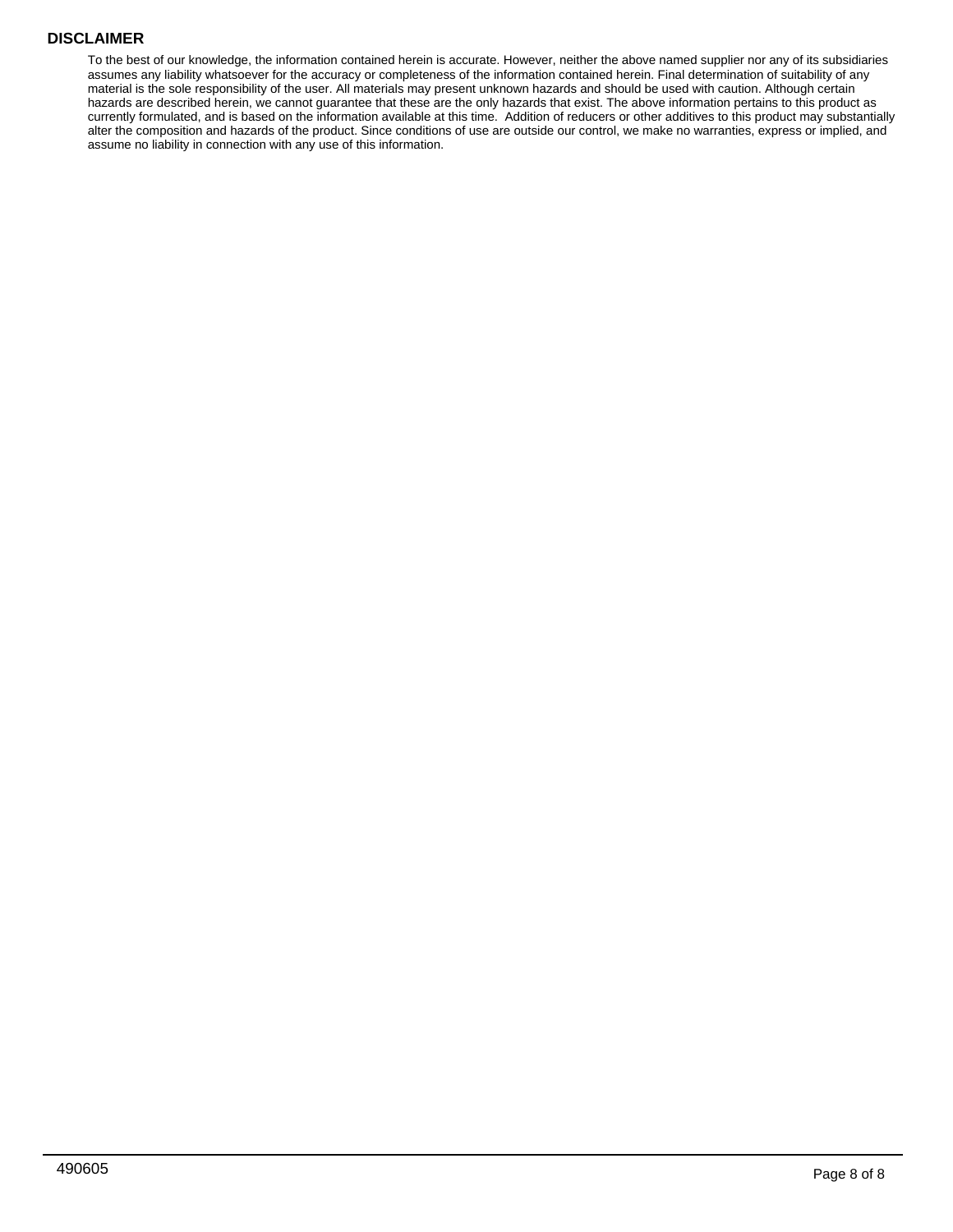## DISCLAIMER

To the best of our knowledge, the information contained herein is accurate. However, neither the above named supplier nor any of its subsidiaries assumes any liability whatsoever for the accuracy or completeness of the information contained herein. Final determination of suitability of any material is the sole responsibility of the user. All materials may present unknown hazards and should be used with caution. Although certain hazards are described herein, we cannot guarantee that these are the only hazards that exist. The above information pertains to this product as currently formulated, and is based on the information available at this time. Addition of reducers or other additives to this product may substantially alter the composition and hazards of the product. Since conditions of use are outside our control, we make no warranties, express or implied, and assume no liability in connection with any use of this information.